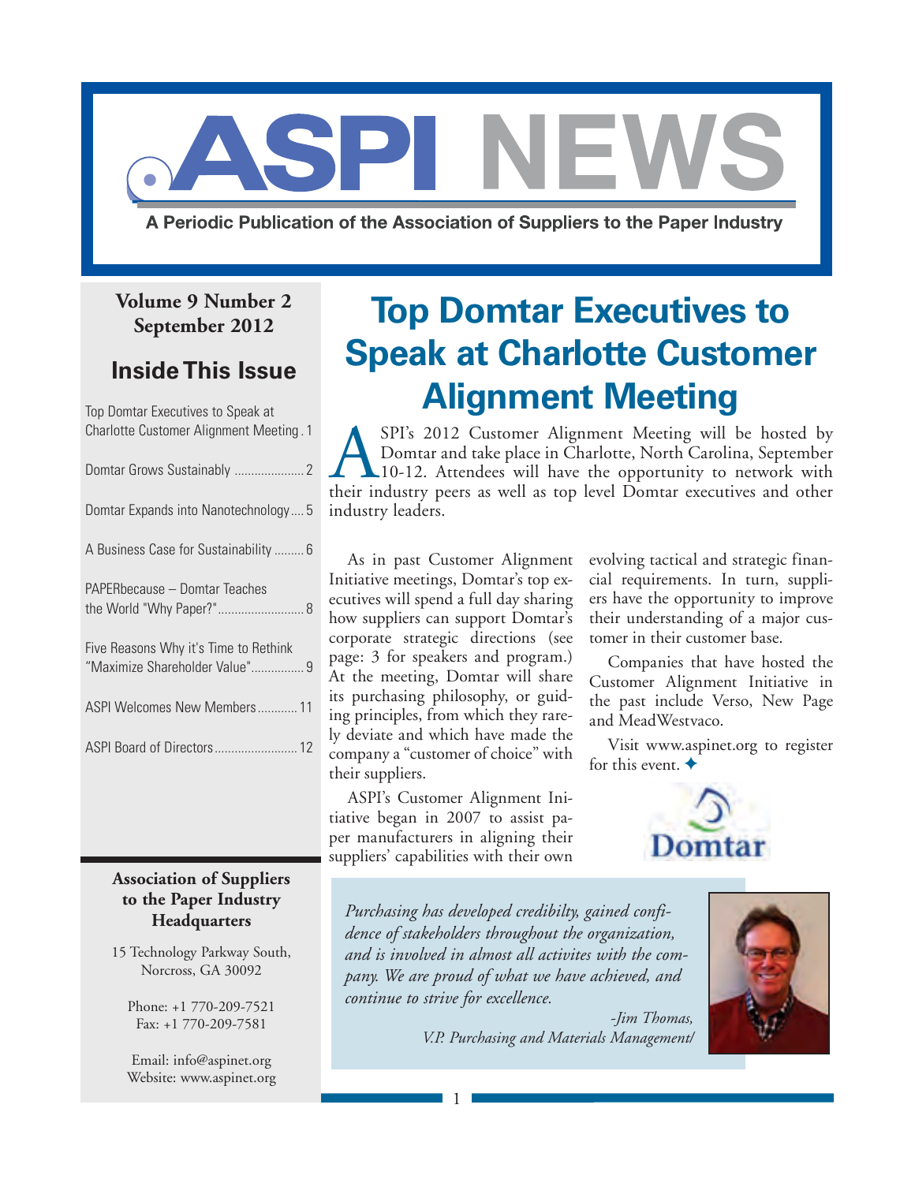# ASPI NEWS

**A Periodic Publication of the Association of Suppliers to the Paper Industry**

**Volume 9 Number 2**
**September 2012**

## Inside This Issue

- Top Domtar Executives to Speak at Charlotte Customer Alignment Meeting . 1
- Domtar Grows Sustainably ..................... 2
- Domtar Expands into Nanotechnology .... 5
- A Business Case for Sustainability ......... 6
- PAPERbecause – Domtar Teaches the World "Why Paper?" .......................... 8
- Five Reasons Why it's Time to Rethink "Maximize Shareholder Value" ................ 9
- ASPI Welcomes New Members ............ 11
- ASPI Board of Directors ......................... 12

# Top Domtar Executives to Speak at Charlotte Customer Alignment Meeting

ASPI's 2012 Customer Alignment Meeting will be hosted by Domtar and take place in Charlotte, North Carolina, September 10-12. Attendees will have the opportunity to network with their industry peers as well as top level Domtar executives and other industry leaders.

As in past Customer Alignment Initiative meetings, Domtar's top executives will spend a full day sharing how suppliers can support Domtar's corporate strategic directions (see page: 3 for speakers and program.) At the meeting, Domtar will share its purchasing philosophy, or guiding principles, from which they rarely deviate and which have made the company a "customer of choice" with their suppliers.

ASPI's Customer Alignment Initiative began in 2007 to assist paper manufacturers in aligning their suppliers' capabilities with their own evolving tactical and strategic financial requirements. In turn, suppliers have the opportunity to improve their understanding of a major customer in their customer base.

Companies that have hosted the Customer Alignment Initiative in the past include Verso, New Page and MeadWestvaco.

Visit www.aspinet.org to register for this event. ✦

*Purchasing has developed credibilty, gained confidence of stakeholders throughout the organization, and is involved in almost all activites with the company. We are proud of what we have achieved, and continue to strive for excellence.*

*-Jim Thomas,*
*V.P. Purchasing and Materials Management/*

**Association of Suppliers to the Paper Industry Headquarters**

15 Technology Parkway South,
Norcross, GA 30092

Phone: +1 770-209-7521
Fax: +1 770-209-7581

Email: info@aspinet.org
Website: www.aspinet.org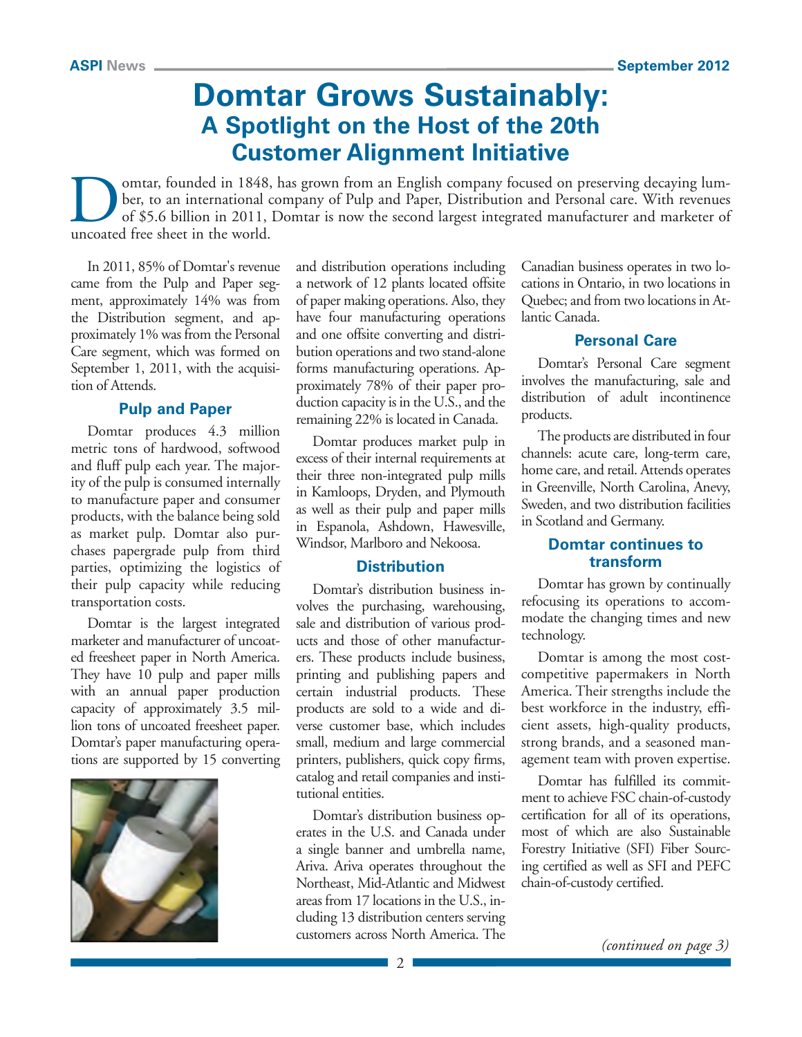# Domtar Grows Sustainably:

## A Spotlight on the Host of the 20th Customer Alignment Initiative

Domtar, founded in 1848, has grown from an English company focused on preserving decaying lumber, to an international company of Pulp and Paper, Distribution and Personal care. With revenues of $5.6 billion in 2011, Domtar is now the second largest integrated manufacturer and marketer of uncoated free sheet in the world.

In 2011, 85% of Domtar's revenue came from the Pulp and Paper segment, approximately 14% was from the Distribution segment, and approximately 1% was from the Personal Care segment, which was formed on September 1, 2011, with the acquisition of Attends.

### Pulp and Paper

Domtar produces 4.3 million metric tons of hardwood, softwood and fluff pulp each year. The majority of the pulp is consumed internally to manufacture paper and consumer products, with the balance being sold as market pulp. Domtar also purchases papergrade pulp from third parties, optimizing the logistics of their pulp capacity while reducing transportation costs.

Domtar is the largest integrated marketer and manufacturer of uncoated freesheet paper in North America. They have 10 pulp and paper mills with an annual paper production capacity of approximately 3.5 million tons of uncoated freesheet paper. Domtar's paper manufacturing operations are supported by 15 converting and distribution operations including a network of 12 plants located offsite of paper making operations. Also, they have four manufacturing operations and one offsite converting and distribution operations and two stand-alone forms manufacturing operations. Approximately 78% of their paper production capacity is in the U.S., and the remaining 22% is located in Canada.

Domtar produces market pulp in excess of their internal requirements at their three non-integrated pulp mills in Kamloops, Dryden, and Plymouth as well as their pulp and paper mills in Espanola, Ashdown, Hawesville, Windsor, Marlboro and Nekoosa.

### Distribution

Domtar's distribution business involves the purchasing, warehousing, sale and distribution of various products and those of other manufacturers. These products include business, printing and publishing papers and certain industrial products. These products are sold to a wide and diverse customer base, which includes small, medium and large commercial printers, publishers, quick copy firms, catalog and retail companies and institutional entities.

Domtar's distribution business operates in the U.S. and Canada under a single banner and umbrella name, Ariva. Ariva operates throughout the Northeast, Mid-Atlantic and Midwest areas from 17 locations in the U.S., including 13 distribution centers serving customers across North America. The Canadian business operates in two locations in Ontario, in two locations in Quebec; and from two locations in Atlantic Canada.

### Personal Care

Domtar's Personal Care segment involves the manufacturing, sale and distribution of adult incontinence products.

The products are distributed in four channels: acute care, long-term care, home care, and retail. Attends operates in Greenville, North Carolina, Anevy, Sweden, and two distribution facilities in Scotland and Germany.

### Domtar continues to transform

Domtar has grown by continually refocusing its operations to accommodate the changing times and new technology.

Domtar is among the most cost-competitive papermakers in North America. Their strengths include the best workforce in the industry, efficient assets, high-quality products, strong brands, and a seasoned management team with proven expertise.

Domtar has fulfilled its commitment to achieve FSC chain-of-custody certification for all of its operations, most of which are also Sustainable Forestry Initiative (SFI) Fiber Sourcing certified as well as SFI and PEFC chain-of-custody certified.

*(continued on page 3)*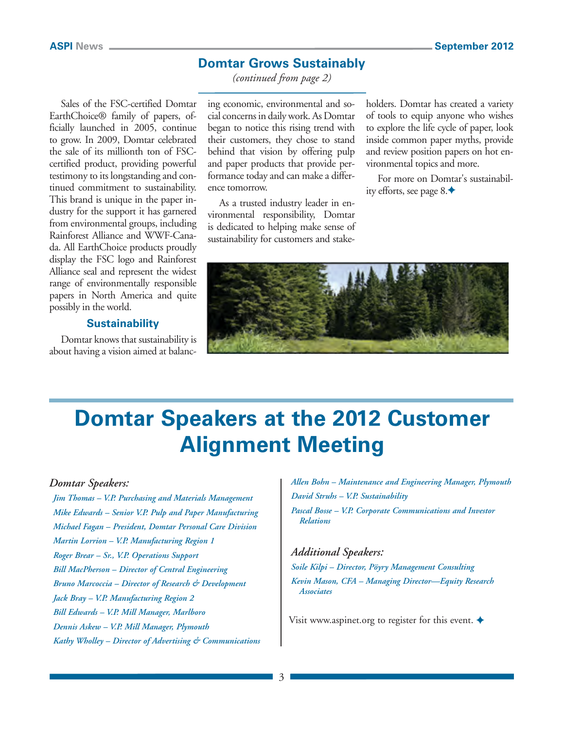## Domtar Grows Sustainably

*(continued from page 2)*

Sales of the FSC-certified Domtar EarthChoice® family of papers, officially launched in 2005, continue to grow. In 2009, Domtar celebrated the sale of its millionth ton of FSC-certified product, providing powerful testimony to its longstanding and continued commitment to sustainability. This brand is unique in the paper industry for the support it has garnered from environmental groups, including Rainforest Alliance and WWF-Canada. All EarthChoice products proudly display the FSC logo and Rainforest Alliance seal and represent the widest range of environmentally responsible papers in North America and quite possibly in the world.

### Sustainability

Domtar knows that sustainability is about having a vision aimed at balancing economic, environmental and social concerns in daily work. As Domtar began to notice this rising trend with their customers, they chose to stand behind that vision by offering pulp and paper products that provide performance today and can make a difference tomorrow.

As a trusted industry leader in environmental responsibility, Domtar is dedicated to helping make sense of sustainability for customers and stakeholders. Domtar has created a variety of tools to equip anyone who wishes to explore the life cycle of paper, look inside common paper myths, provide and review position papers on hot environmental topics and more.

For more on Domtar's sustainability efforts, see page 8.✦

# Domtar Speakers at the 2012 Customer Alignment Meeting

### *Domtar Speakers:*

*Jim Thomas – V.P. Purchasing and Materials Management*

*Mike Edwards – Senior V.P. Pulp and Paper Manufacturing*

*Michael Fagan – President, Domtar Personal Care Division*

*Martin Lorrion – V.P. Manufacturing Region 1*

*Roger Brear – Sr., V.P. Operations Support*

*Bill MacPherson – Director of Central Engineering*

*Bruno Marcoccia – Director of Research & Development*

*Jack Bray – V.P. Manufacturing Region 2*

*Bill Edwards – V.P. Mill Manager, Marlboro*

*Dennis Askew – V.P. Mill Manager, Plymouth*

*Kathy Wholley – Director of Advertising & Communications*

*Allen Bohn – Maintenance and Engineering Manager, Plymouth*

*David Struhs – V.P. Sustainability*

*Pascal Bosse – V.P. Corporate Communications and Investor Relations*

### *Additional Speakers:*

*Soile Kilpi – Director, Pöyry Management Consulting*

*Kevin Mason, CFA – Managing Director—Equity Research Associates*

Visit www.aspinet.org to register for this event. ✦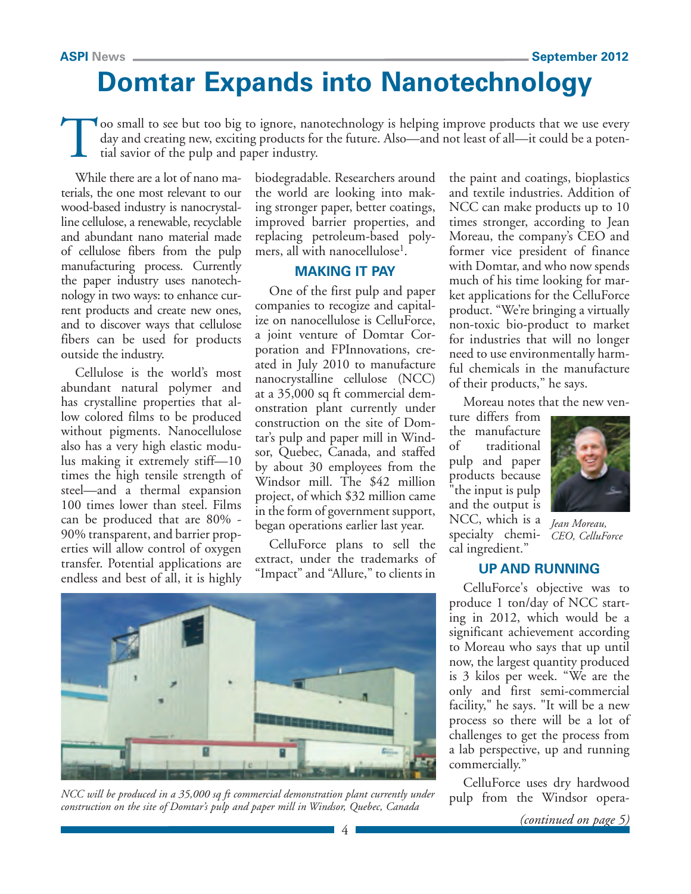# Domtar Expands into Nanotechnology

Too small to see but too big to ignore, nanotechnology is helping improve products that we use every day and creating new, exciting products for the future. Also—and not least of all—it could be a potential savior of the pulp and paper industry.

While there are a lot of nano materials, the one most relevant to our wood-based industry is nanocrystalline cellulose, a renewable, recyclable and abundant nano material made of cellulose fibers from the pulp manufacturing process. Currently the paper industry uses nanotechnology in two ways: to enhance current products and create new ones, and to discover ways that cellulose fibers can be used for products outside the industry.

Cellulose is the world's most abundant natural polymer and has crystalline properties that allow colored films to be produced without pigments. Nanocellulose also has a very high elastic modulus making it extremely stiff—10 times the high tensile strength of steel—and a thermal expansion 100 times lower than steel. Films can be produced that are 80% - 90% transparent, and barrier properties will allow control of oxygen transfer. Potential applications are endless and best of all, it is highly biodegradable. Researchers around the world are looking into making stronger paper, better coatings, improved barrier properties, and replacing petroleum-based polymers, all with nanocellulose[1].

## MAKING IT PAY

One of the first pulp and paper companies to recogize and capitalize on nanocellulose is CelluForce, a joint venture of Domtar Corporation and FPInnovations, created in July 2010 to manufacture nanocrystalline cellulose (NCC) at a 35,000 sq ft commercial demonstration plant currently under construction on the site of Domtar's pulp and paper mill in Windsor, Quebec, Canada, and staffed by about 30 employees from the Windsor mill. The $42 million project, of which $32 million came in the form of government support, began operations earlier last year.

CelluForce plans to sell the extract, under the trademarks of "Impact" and "Allure," to clients in the paint and coatings, bioplastics and textile industries. Addition of NCC can make products up to 10 times stronger, according to Jean Moreau, the company's CEO and former vice president of finance with Domtar, and who now spends much of his time looking for market applications for the CelluForce product. "We're bringing a virtually non-toxic bio-product to market for industries that will no longer need to use environmentally harmful chemicals in the manufacture of their products," he says.

Moreau notes that the new venture differs from the manufacture of traditional pulp and paper products because "the input is pulp and the output is NCC, which is a specialty chemical ingredient."

*Jean Moreau, CEO, CelluForce*

## UP AND RUNNING

CelluForce's objective was to produce 1 ton/day of NCC starting in 2012, which would be a significant achievement according to Moreau who says that up until now, the largest quantity produced is 3 kilos per week. "We are the only and first semi-commercial facility," he says. "It will be a new process so there will be a lot of challenges to get the process from a lab perspective, up and running commercially."

CelluForce uses dry hardwood pulp from the Windsor opera-

*(continued on page 5)*

*NCC will be produced in a 35,000 sq ft commercial demonstration plant currently under construction on the site of Domtar's pulp and paper mill in Windsor, Quebec, Canada*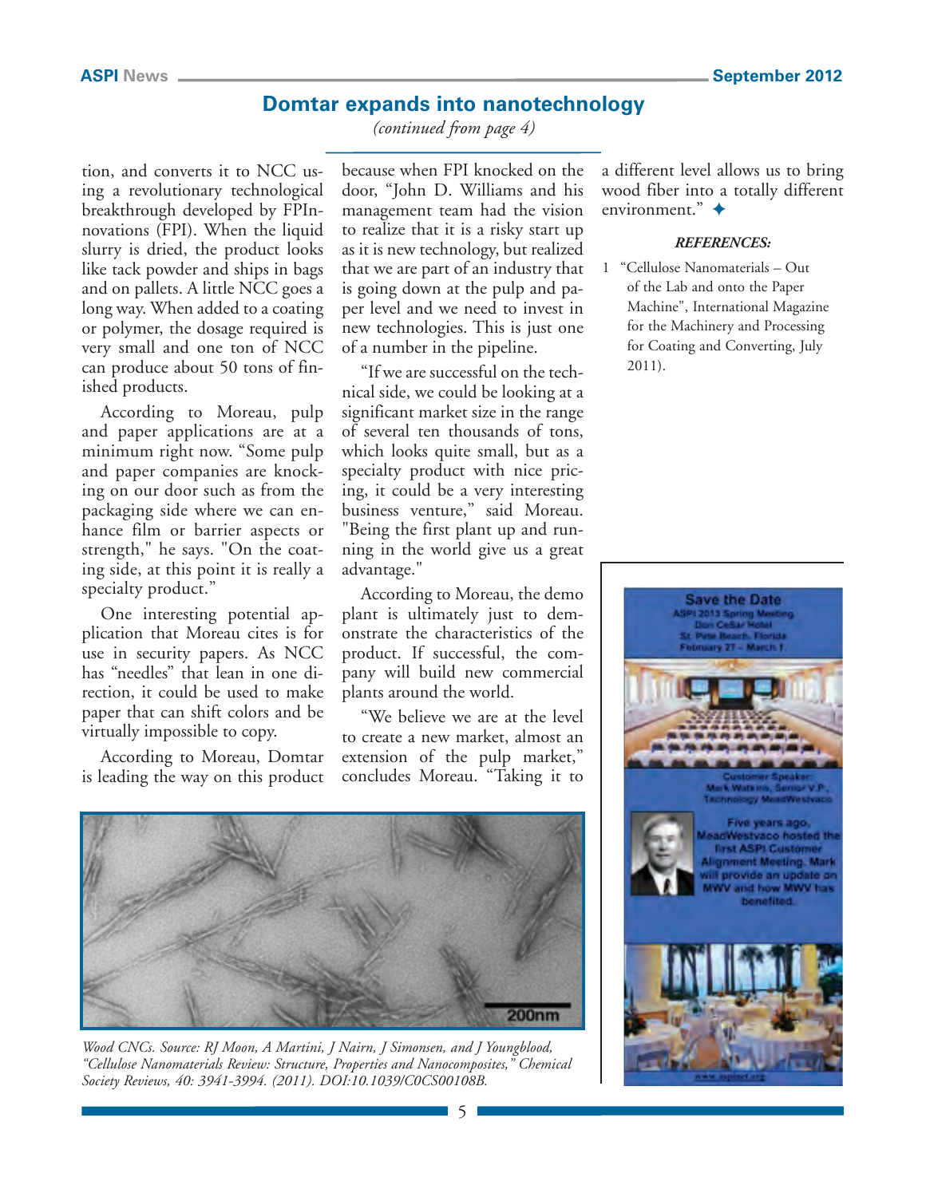## Domtar expands into nanotechnology

*(continued from page 4)*

tion, and converts it to NCC using a revolutionary technological breakthrough developed by FPInnovations (FPI). When the liquid slurry is dried, the product looks like tack powder and ships in bags and on pallets. A little NCC goes a long way. When added to a coating or polymer, the dosage required is very small and one ton of NCC can produce about 50 tons of finished products.

According to Moreau, pulp and paper applications are at a minimum right now. "Some pulp and paper companies are knocking on our door such as from the packaging side where we can enhance film or barrier aspects or strength," he says. "On the coating side, at this point it is really a specialty product."

One interesting potential application that Moreau cites is for use in security papers. As NCC has "needles" that lean in one direction, it could be used to make paper that can shift colors and be virtually impossible to copy.

According to Moreau, Domtar is leading the way on this product because when FPI knocked on the door, "John D. Williams and his management team had the vision to realize that it is a risky start up as it is new technology, but realized that we are part of an industry that is going down at the pulp and paper level and we need to invest in new technologies. This is just one of a number in the pipeline.

"If we are successful on the technical side, we could be looking at a significant market size in the range of several ten thousands of tons, which looks quite small, but as a specialty product with nice pricing, it could be a very interesting business venture," said Moreau. "Being the first plant up and running in the world give us a great advantage."

According to Moreau, the demo plant is ultimately just to demonstrate the characteristics of the product. If successful, the company will build new commercial plants around the world.

"We believe we are at the level to create a new market, almost an extension of the pulp market," concludes Moreau. "Taking it to a different level allows us to bring wood fiber into a totally different environment." ✦

*Wood CNCs. Source: RJ Moon, A Martini, J Nairn, J Simonsen, and J Youngblood, "Cellulose Nanomaterials Review: Structure, Properties and Nanocomposites," Chemical Society Reviews, 40: 3941-3994. (2011). DOI:10.1039/C0CS00108B.*

***REFERENCES:***

1. "Cellulose Nanomaterials – Out of the Lab and onto the Paper Machine", International Magazine for the Machinery and Processing for Coating and Converting, July 2011).

**Save the Date**
ASPI 2013 Spring Meeting
Don CeSar Hotel
St. Pete Beach, Florida
February 27 – March 1

Customer Speaker:
Mark Watkins, Senior V.P., Technology MeadWestvaco

Five years ago, MeadWestvaco hosted the first ASPI Customer Alignment Meeting. Mark will provide an update on MWV and how MWV has benefited.

www.aspinet.org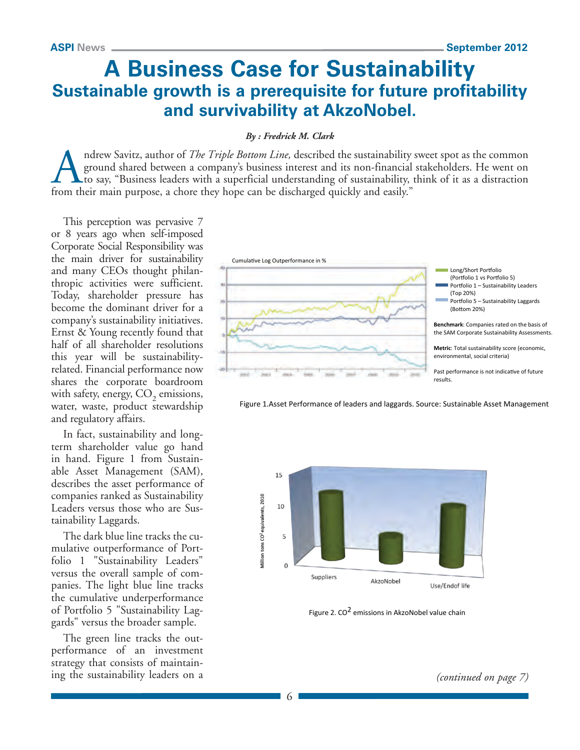# A Business Case for Sustainability

## Sustainable growth is a prerequisite for future profitability and survivability at AkzoNobel.

***By : Fredrick M. Clark***

Andrew Savitz, author of *The Triple Bottom Line,* described the sustainability sweet spot as the common ground shared between a company's business interest and its non-financial stakeholders. He went on to say, "Business leaders with a superficial understanding of sustainability, think of it as a distraction from their main purpose, a chore they hope can be discharged quickly and easily."

This perception was pervasive 7 or 8 years ago when self-imposed Corporate Social Responsibility was the main driver for sustainability and many CEOs thought philanthropic activities were sufficient. Today, shareholder pressure has become the dominant driver for a company's sustainability initiatives. Ernst & Young recently found that half of all shareholder resolutions this year will be sustainability-related. Financial performance now shares the corporate boardroom with safety, energy, $CO_2$ emissions, water, waste, product stewardship and regulatory affairs.

In fact, sustainability and long-term shareholder value go hand in hand. Figure 1 from Sustainable Asset Management (SAM), describes the asset performance of companies ranked as Sustainability Leaders versus those who are Sustainability Laggards.

The dark blue line tracks the cumulative outperformance of Portfolio 1 "Sustainability Leaders" versus the overall sample of companies. The light blue line tracks the cumulative underperformance of Portfolio 5 "Sustainability Laggards" versus the broader sample.

The green line tracks the outperformance of an investment strategy that consists of maintaining the sustainability leaders on a

Cumulative Log Outperformance in %

- Long/Short Portfolio (Portfolio 1 vs Portfolio 5)
- Portfolio 1 – Sustainability Leaders (Top 20%)
- Portfolio 5 – Sustainability Laggards (Bottom 20%)

**Benchmark**: Companies rated on the basis of the SAM Corporate Sustainability Assessments.

**Metric**: Total sustainability score (economic, environmental, social criteria)

Past performance is not indicative of future results.

Figure 1.Asset Performance of leaders and laggards. Source: Sustainable Asset Management

Figure 2. $CO^2$ emissions in AkzoNobel value chain

*(continued on page 7)*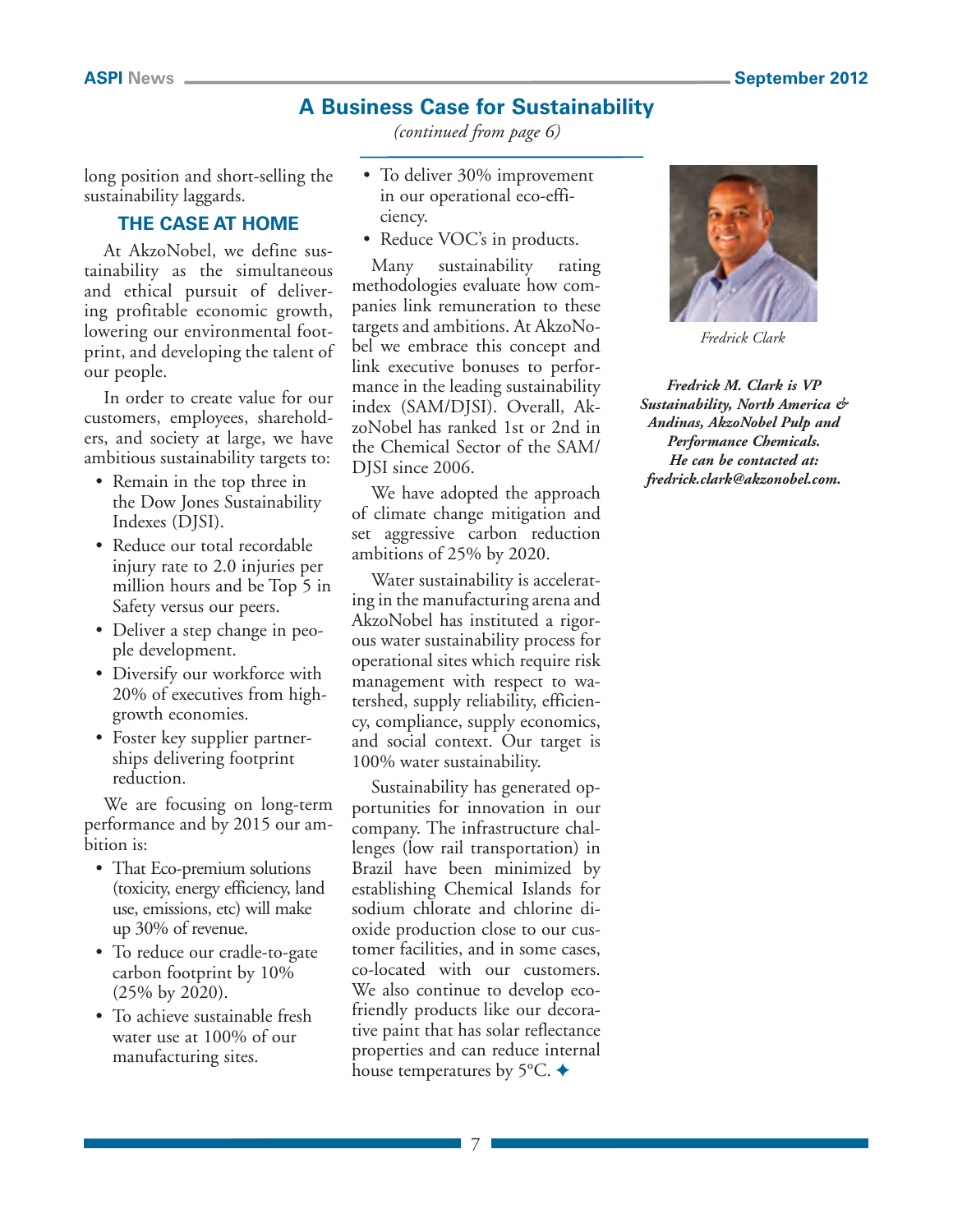## A Business Case for Sustainability

*(continued from page 6)*

long position and short-selling the sustainability laggards.

### THE CASE AT HOME

At AkzoNobel, we define sustainability as the simultaneous and ethical pursuit of delivering profitable economic growth, lowering our environmental footprint, and developing the talent of our people.

In order to create value for our customers, employees, shareholders, and society at large, we have ambitious sustainability targets to:

- Remain in the top three in the Dow Jones Sustainability Indexes (DJSI).
- Reduce our total recordable injury rate to 2.0 injuries per million hours and be Top 5 in Safety versus our peers.
- Deliver a step change in people development.
- Diversify our workforce with 20% of executives from high-growth economies.
- Foster key supplier partnerships delivering footprint reduction.

We are focusing on long-term performance and by 2015 our ambition is:

- That Eco-premium solutions (toxicity, energy efficiency, land use, emissions, etc) will make up 30% of revenue.
- To reduce our cradle-to-gate carbon footprint by 10% (25% by 2020).
- To achieve sustainable fresh water use at 100% of our manufacturing sites.
- To deliver 30% improvement in our operational eco-efficiency.
- Reduce VOC's in products.

Many sustainability rating methodologies evaluate how companies link remuneration to these targets and ambitions. At AkzoNobel we embrace this concept and link executive bonuses to performance in the leading sustainability index (SAM/DJSI). Overall, AkzoNobel has ranked 1st or 2nd in the Chemical Sector of the SAM/DJSI since 2006.

We have adopted the approach of climate change mitigation and set aggressive carbon reduction ambitions of 25% by 2020.

Water sustainability is accelerating in the manufacturing arena and AkzoNobel has instituted a rigorous water sustainability process for operational sites which require risk management with respect to watershed, supply reliability, efficiency, compliance, supply economics, and social context. Our target is 100% water sustainability.

Sustainability has generated opportunities for innovation in our company. The infrastructure challenges (low rail transportation) in Brazil have been minimized by establishing Chemical Islands for sodium chlorate and chlorine dioxide production close to our customer facilities, and in some cases, co-located with our customers. We also continue to develop eco-friendly products like our decorative paint that has solar reflectance properties and can reduce internal house temperatures by 5°C. ✦

Fredrick Clark

***Fredrick M. Clark is VP Sustainability, North America & Andinas, AkzoNobel Pulp and Performance Chemicals. He can be contacted at: fredrick.clark@akzonobel.com.***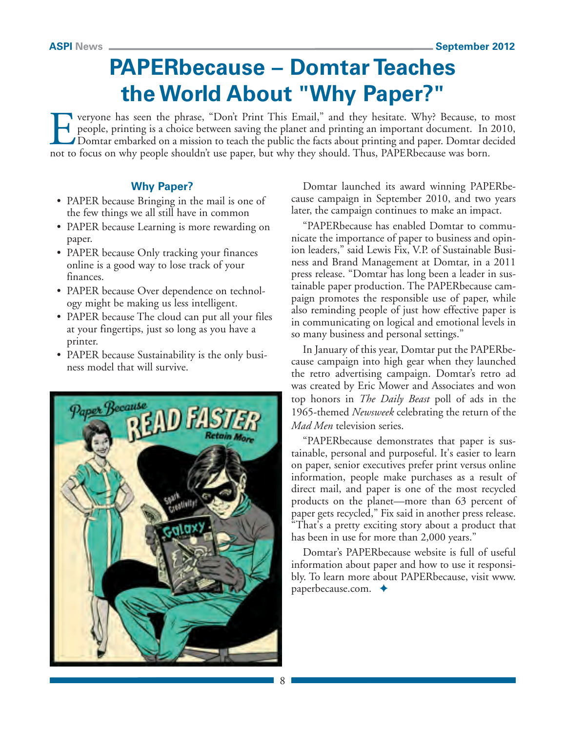# PAPERbecause – Domtar Teaches the World About "Why Paper?"

Everyone has seen the phrase, "Don't Print This Email," and they hesitate. Why? Because, to most people, printing is a choice between saving the planet and printing an important document. In 2010, Domtar embarked on a mission to teach the public the facts about printing and paper. Domtar decided not to focus on why people shouldn't use paper, but why they should. Thus, PAPERbecause was born.

### Why Paper?

- PAPER because Bringing in the mail is one of the few things we all still have in common
- PAPER because Learning is more rewarding on paper.
- PAPER because Only tracking your finances online is a good way to lose track of your finances.
- PAPER because Over dependence on technology might be making us less intelligent.
- PAPER because The cloud can put all your files at your fingertips, just so long as you have a printer.
- PAPER because Sustainability is the only business model that will survive.

Domtar launched its award winning PAPERbecause campaign in September 2010, and two years later, the campaign continues to make an impact.

"PAPERbecause has enabled Domtar to communicate the importance of paper to business and opinion leaders," said Lewis Fix, V.P. of Sustainable Business and Brand Management at Domtar, in a 2011 press release. "Domtar has long been a leader in sustainable paper production. The PAPERbecause campaign promotes the responsible use of paper, while also reminding people of just how effective paper is in communicating on logical and emotional levels in so many business and personal settings."

In January of this year, Domtar put the PAPERbecause campaign into high gear when they launched the retro advertising campaign. Domtar's retro ad was created by Eric Mower and Associates and won top honors in *The Daily Beast* poll of ads in the 1965-themed *Newsweek* celebrating the return of the *Mad Men* television series.

"PAPERbecause demonstrates that paper is sustainable, personal and purposeful. It's easier to learn on paper, senior executives prefer print versus online information, people make purchases as a result of direct mail, and paper is one of the most recycled products on the planet—more than 63 percent of paper gets recycled," Fix said in another press release. "That's a pretty exciting story about a product that has been in use for more than 2,000 years."

Domtar's PAPERbecause website is full of useful information about paper and how to use it responsibly. To learn more about PAPERbecause, visit www.paperbecause.com. ✦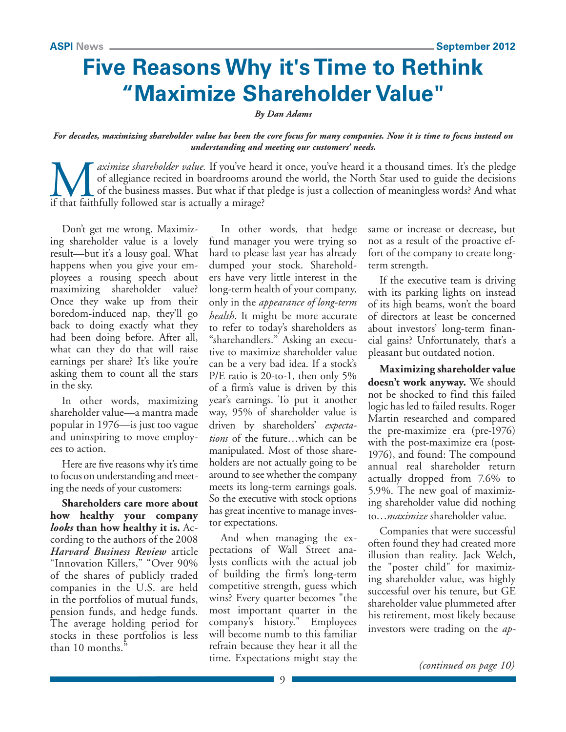# Five Reasons Why it's Time to Rethink "Maximize Shareholder Value"

*By Dan Adams*

***For decades, maximizing shareholder value has been the core focus for many companies. Now it is time to focus instead on understanding and meeting our customers' needs.***

*Maximize shareholder value.* If you've heard it once, you've heard it a thousand times. It's the pledge of allegiance recited in boardrooms around the world, the North Star used to guide the decisions of the business masses. But what if that pledge is just a collection of meaningless words? And what if that faithfully followed star is actually a mirage?

Don't get me wrong. Maximizing shareholder value is a lovely result—but it's a lousy goal. What happens when you give your employees a rousing speech about maximizing shareholder value? Once they wake up from their boredom-induced nap, they'll go back to doing exactly what they had been doing before. After all, what can they do that will raise earnings per share? It's like you're asking them to count all the stars in the sky.

In other words, maximizing shareholder value—a mantra made popular in 1976—is just too vague and uninspiring to move employees to action.

Here are five reasons why it's time to focus on understanding and meeting the needs of your customers:

**Shareholders care more about how healthy your company *looks* than how healthy it is.** According to the authors of the 2008 ***Harvard Business Review*** article "Innovation Killers," "Over 90% of the shares of publicly traded companies in the U.S. are held in the portfolios of mutual funds, pension funds, and hedge funds. The average holding period for stocks in these portfolios is less than 10 months."

In other words, that hedge fund manager you were trying so hard to please last year has already dumped your stock. Shareholders have very little interest in the long-term health of your company, only in the *appearance of long-term health*. It might be more accurate to refer to today's shareholders as "sharehandlers." Asking an executive to maximize shareholder value can be a very bad idea. If a stock's P/E ratio is 20-to-1, then only 5% of a firm's value is driven by this year's earnings. To put it another way, 95% of shareholder value is driven by shareholders' *expectations* of the future…which can be manipulated. Most of those shareholders are not actually going to be around to see whether the company meets its long-term earnings goals. So the executive with stock options has great incentive to manage investor expectations.

And when managing the expectations of Wall Street analysts conflicts with the actual job of building the firm's long-term competitive strength, guess which wins? Every quarter becomes "the most important quarter in the company's history." Employees will become numb to this familiar refrain because they hear it all the time. Expectations might stay the same or increase or decrease, but not as a result of the proactive effort of the company to create long-term strength.

If the executive team is driving with its parking lights on instead of its high beams, won't the board of directors at least be concerned about investors' long-term financial gains? Unfortunately, that's a pleasant but outdated notion.

**Maximizing shareholder value doesn't work anyway.** We should not be shocked to find this failed logic has led to failed results. Roger Martin researched and compared the pre-maximize era (pre-1976) with the post-maximize era (post-1976), and found: The compound annual real shareholder return actually dropped from 7.6% to 5.9%. The new goal of maximizing shareholder value did nothing to…*maximize* shareholder value.

Companies that were successful often found they had created more illusion than reality. Jack Welch, the "poster child" for maximizing shareholder value, was highly successful over his tenure, but GE shareholder value plummeted after his retirement, most likely because investors were trading on the *ap-*

*(continued on page 10)*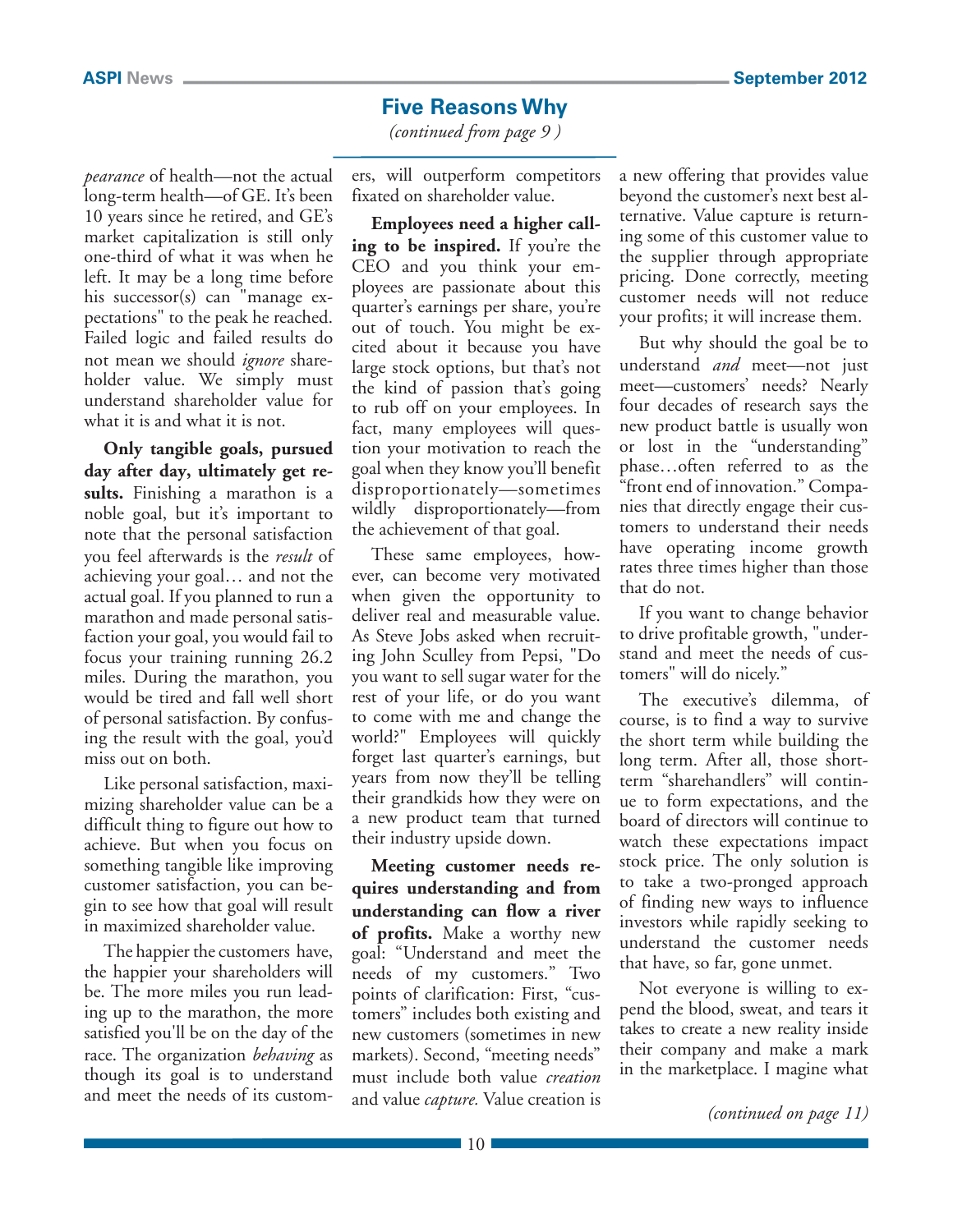## Five Reasons Why

*(continued from page 9 )*

*pearance* of health—not the actual long-term health—of GE. It's been 10 years since he retired, and GE's market capitalization is still only one-third of what it was when he left. It may be a long time before his successor(s) can "manage expectations" to the peak he reached. Failed logic and failed results do not mean we should *ignore* shareholder value. We simply must understand shareholder value for what it is and what it is not.

**Only tangible goals, pursued day after day, ultimately get results.** Finishing a marathon is a noble goal, but it's important to note that the personal satisfaction you feel afterwards is the *result* of achieving your goal… and not the actual goal. If you planned to run a marathon and made personal satisfaction your goal, you would fail to focus your training running 26.2 miles. During the marathon, you would be tired and fall well short of personal satisfaction. By confusing the result with the goal, you'd miss out on both.

Like personal satisfaction, maximizing shareholder value can be a difficult thing to figure out how to achieve. But when you focus on something tangible like improving customer satisfaction, you can begin to see how that goal will result in maximized shareholder value.

The happier the customers have, the happier your shareholders will be. The more miles you run leading up to the marathon, the more satisfied you'll be on the day of the race. The organization *behaving* as though its goal is to understand and meet the needs of its customers, will outperform competitors fixated on shareholder value.

**Employees need a higher calling to be inspired.** If you're the CEO and you think your employees are passionate about this quarter's earnings per share, you're out of touch. You might be excited about it because you have large stock options, but that's not the kind of passion that's going to rub off on your employees. In fact, many employees will question your motivation to reach the goal when they know you'll benefit disproportionately—sometimes wildly disproportionately—from the achievement of that goal.

These same employees, however, can become very motivated when given the opportunity to deliver real and measurable value. As Steve Jobs asked when recruiting John Sculley from Pepsi, "Do you want to sell sugar water for the rest of your life, or do you want to come with me and change the world?" Employees will quickly forget last quarter's earnings, but years from now they'll be telling their grandkids how they were on a new product team that turned their industry upside down.

**Meeting customer needs requires understanding and from understanding can flow a river of profits.** Make a worthy new goal: "Understand and meet the needs of my customers." Two points of clarification: First, "customers" includes both existing and new customers (sometimes in new markets). Second, "meeting needs" must include both value *creation* and value *capture.* Value creation is a new offering that provides value beyond the customer's next best alternative. Value capture is returning some of this customer value to the supplier through appropriate pricing. Done correctly, meeting customer needs will not reduce your profits; it will increase them.

But why should the goal be to understand *and* meet—not just meet—customers' needs? Nearly four decades of research says the new product battle is usually won or lost in the "understanding" phase…often referred to as the "front end of innovation." Companies that directly engage their customers to understand their needs have operating income growth rates three times higher than those that do not.

If you want to change behavior to drive profitable growth, "understand and meet the needs of customers" will do nicely."

The executive's dilemma, of course, is to find a way to survive the short term while building the long term. After all, those short-term "sharehandlers" will continue to form expectations, and the board of directors will continue to watch these expectations impact stock price. The only solution is to take a two-pronged approach of finding new ways to influence investors while rapidly seeking to understand the customer needs that have, so far, gone unmet.

Not everyone is willing to expend the blood, sweat, and tears it takes to create a new reality inside their company and make a mark in the marketplace. I magine what

*(continued on page 11)*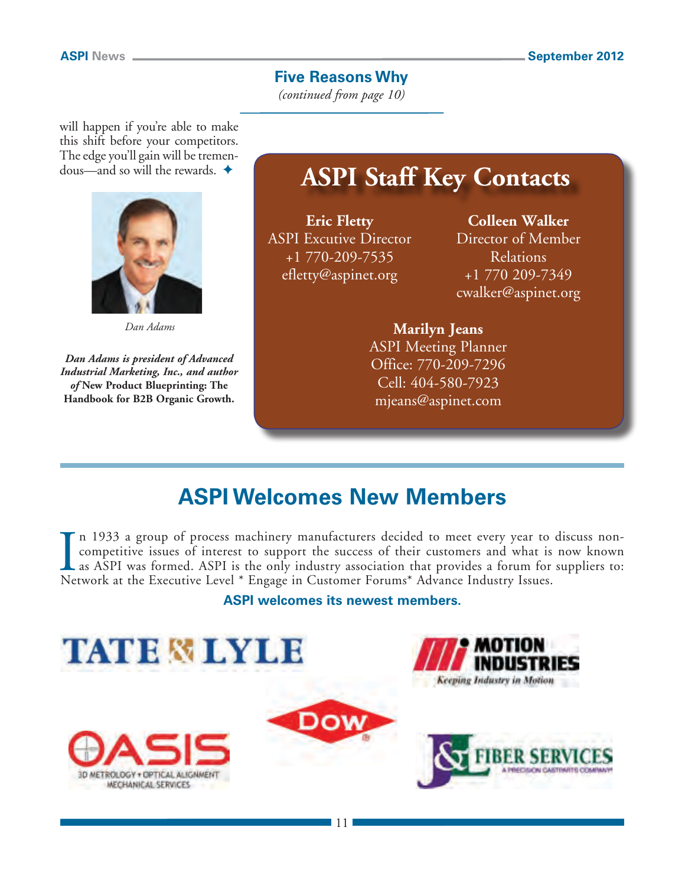## Five Reasons Why

*(continued from page 10)*

will happen if you're able to make this shift before your competitors. The edge you'll gain will be tremendous—and so will the rewards. ✦

*Dan Adams*

***Dan Adams is president of Advanced Industrial Marketing, Inc., and author of* New Product Blueprinting: The Handbook for B2B Organic Growth.**

# ASPI Staff Key Contacts

**Eric Fletty**
ASPI Excutive Director
+1 770-209-7535
efletty@aspinet.org

**Colleen Walker**
Director of Member Relations
+1 770 209-7349
cwalker@aspinet.org

**Marilyn Jeans**
ASPI Meeting Planner
Office: 770-209-7296
Cell: 404-580-7923
mjeans@aspinet.com

# ASPI Welcomes New Members

In 1933 a group of process machinery manufacturers decided to meet every year to discuss non-competitive issues of interest to support the success of their customers and what is now known as ASPI was formed. ASPI is the only industry association that provides a forum for suppliers to: Network at the Executive Level * Engage in Customer Forums* Advance Industry Issues.

**ASPI welcomes its newest members.**

TATE & LYLE

MOTION INDUSTRIES — Keeping Industry in Motion

DOW

OASIS — 3D METROLOGY • OPTICAL ALIGNMENT MECHANICAL SERVICES

J&L FIBER SERVICES — A PRECISION CASTPARTS COMPANY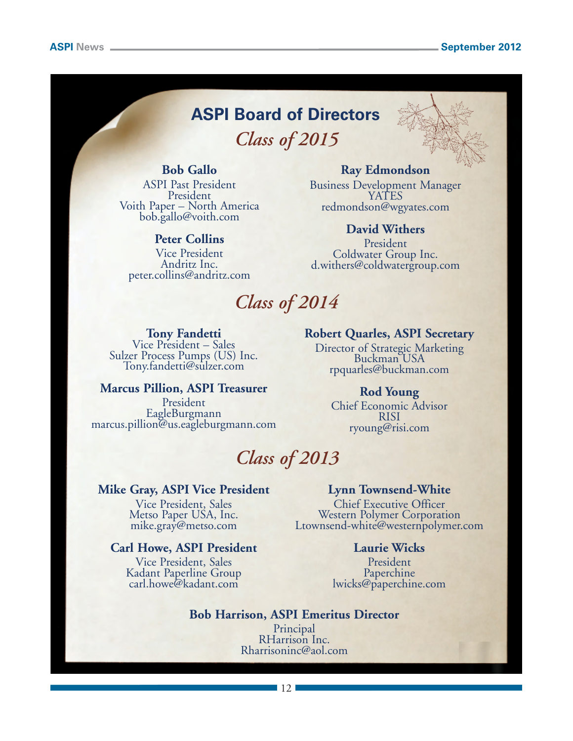# ASPI Board of Directors

## *Class of 2015*

**Bob Gallo**
ASPI Past President
President
Voith Paper – North America
bob.gallo@voith.com

**Peter Collins**
Vice President
Andritz Inc.
peter.collins@andritz.com

**Ray Edmondson**
Business Development Manager
YATES
redmondson@wgyates.com

**David Withers**
President
Coldwater Group Inc.
d.withers@coldwatergroup.com

## *Class of 2014*

**Tony Fandetti**
Vice President – Sales
Sulzer Process Pumps (US) Inc.
Tony.fandetti@sulzer.com

**Marcus Pillion, ASPI Treasurer**
President
EagleBurgmann
marcus.pillion@us.eagleburgmann.com

**Robert Quarles, ASPI Secretary**
Director of Strategic Marketing
Buckman USA
rpquarles@buckman.com

**Rod Young**
Chief Economic Advisor
RISI
ryoung@risi.com

## *Class of 2013*

**Mike Gray, ASPI Vice President**
Vice President, Sales
Metso Paper USA, Inc.
mike.gray@metso.com

**Carl Howe, ASPI President**
Vice President, Sales
Kadant Paperline Group
carl.howe@kadant.com

**Lynn Townsend-White**
Chief Executive Officer
Western Polymer Corporation
Ltownsend-white@westernpolymer.com

**Laurie Wicks**
President
Paperchine
lwicks@paperchine.com

**Bob Harrison, ASPI Emeritus Director**
Principal
RHarrison Inc.
Rharrisoninc@aol.com